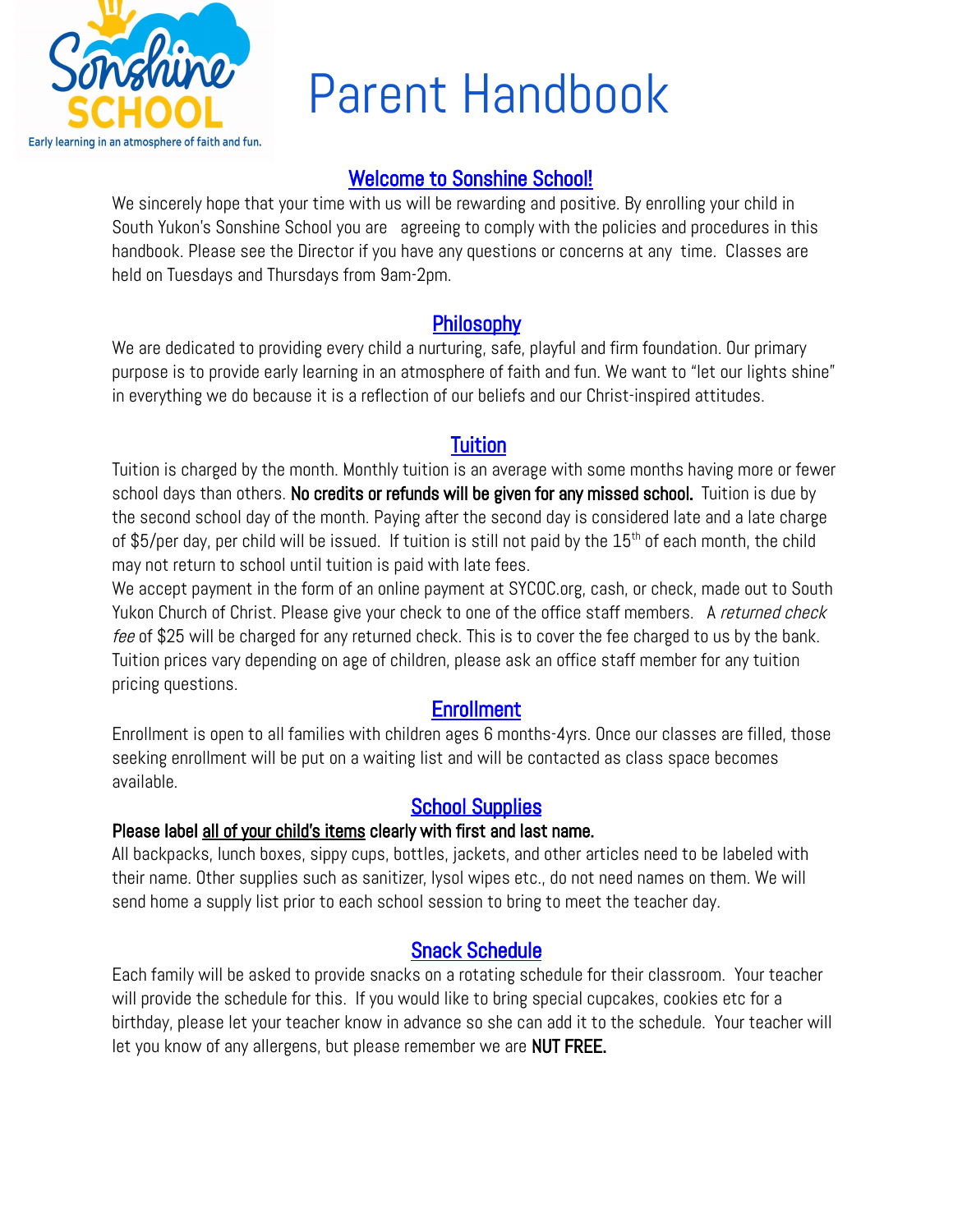# Parent Handbook

## Welcome to Sonshine School!

We sincerely hope that your time with us will be rewarding and positive. By enrolling your child in South Yukon's Sonshine School you are agreeing to comply with the policies and procedures in this handbook. Please see the Director if you have any questions or concerns at any time. Classes are held on Tuesdays and Thursdays from 9am-2pm.

## Philosophy

We are dedicated to providing every child a nurturing, safe, playful and firm foundation. Our primary purpose is to provide early learning in an atmosphere of faith and fun. We want to "let our lights shine" in everything we do because it is a reflection of our beliefs and our Christ-inspired attitudes.

## Tuition

Tuition is charged by the month. Monthly tuition is an average with some months having more or fewer school days than others. **No credits or refunds will be given for any missed school.** Tuition is due by the second school day of the month. Paying after the second day is considered late and a late charge of $5/per day, per child will be issued. If tuition is still not paid by the 15th of each month, the child may not return to school until tuition is paid with late fees.

We accept payment in the form of an online payment at SYCOC.org, cash, or check, made out to South Yukon Church of Christ. Please give your check to one of the office staff members. A *returned check fee* of $25 will be charged for any returned check. This is to cover the fee charged to us by the bank. Tuition prices vary depending on age of children, please ask an office staff member for any tuition pricing questions.

## Enrollment

Enrollment is open to all families with children ages 6 months-4yrs. Once our classes are filled, those seeking enrollment will be put on a waiting list and will be contacted as class space becomes available.

## School Supplies

**Please label all of your child's items clearly with first and last name.**

All backpacks, lunch boxes, sippy cups, bottles, jackets, and other articles need to be labeled with their name. Other supplies such as sanitizer, lysol wipes etc., do not need names on them. We will send home a supply list prior to each school session to bring to meet the teacher day.

## Snack Schedule

Each family will be asked to provide snacks on a rotating schedule for their classroom. Your teacher will provide the schedule for this. If you would like to bring special cupcakes, cookies etc for a birthday, please let your teacher know in advance so she can add it to the schedule. Your teacher will let you know of any allergens, but please remember we are **NUT FREE.**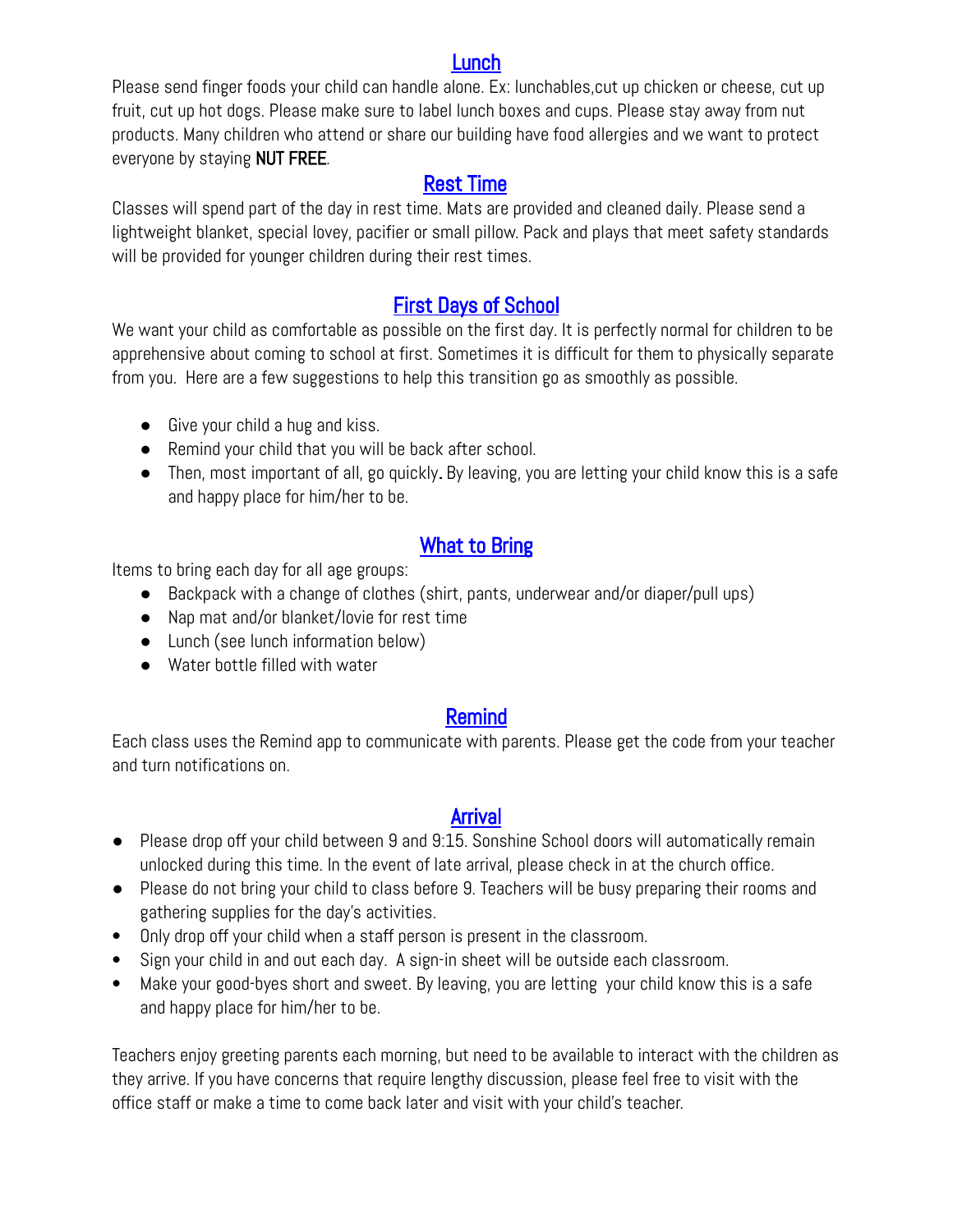## Lunch

Please send finger foods your child can handle alone. Ex: lunchables,cut up chicken or cheese, cut up fruit, cut up hot dogs. Please make sure to label lunch boxes and cups. Please stay away from nut products. Many children who attend or share our building have food allergies and we want to protect everyone by staying **NUT FREE**.

## Rest Time

Classes will spend part of the day in rest time. Mats are provided and cleaned daily. Please send a lightweight blanket, special lovey, pacifier or small pillow. Pack and plays that meet safety standards will be provided for younger children during their rest times.

## First Days of School

We want your child as comfortable as possible on the first day. It is perfectly normal for children to be apprehensive about coming to school at first. Sometimes it is difficult for them to physically separate from you. Here are a few suggestions to help this transition go as smoothly as possible.

- Give your child a hug and kiss.
- Remind your child that you will be back after school.
- Then, most important of all, go quickly**.** By leaving, you are letting your child know this is a safe and happy place for him/her to be.

## What to Bring

Items to bring each day for all age groups:

- Backpack with a change of clothes (shirt, pants, underwear and/or diaper/pull ups)
- Nap mat and/or blanket/lovie for rest time
- Lunch (see lunch information below)
- Water bottle filled with water

## Remind

Each class uses the Remind app to communicate with parents. Please get the code from your teacher and turn notifications on.

## Arrival

- Please drop off your child between 9 and 9:15. Sonshine School doors will automatically remain unlocked during this time. In the event of late arrival, please check in at the church office.
- Please do not bring your child to class before 9. Teachers will be busy preparing their rooms and gathering supplies for the day's activities.
- Only drop off your child when a staff person is present in the classroom.
- Sign your child in and out each day. A sign-in sheet will be outside each classroom.
- Make your good-byes short and sweet. By leaving, you are letting your child know this is a safe and happy place for him/her to be.

Teachers enjoy greeting parents each morning, but need to be available to interact with the children as they arrive. If you have concerns that require lengthy discussion, please feel free to visit with the office staff or make a time to come back later and visit with your child's teacher.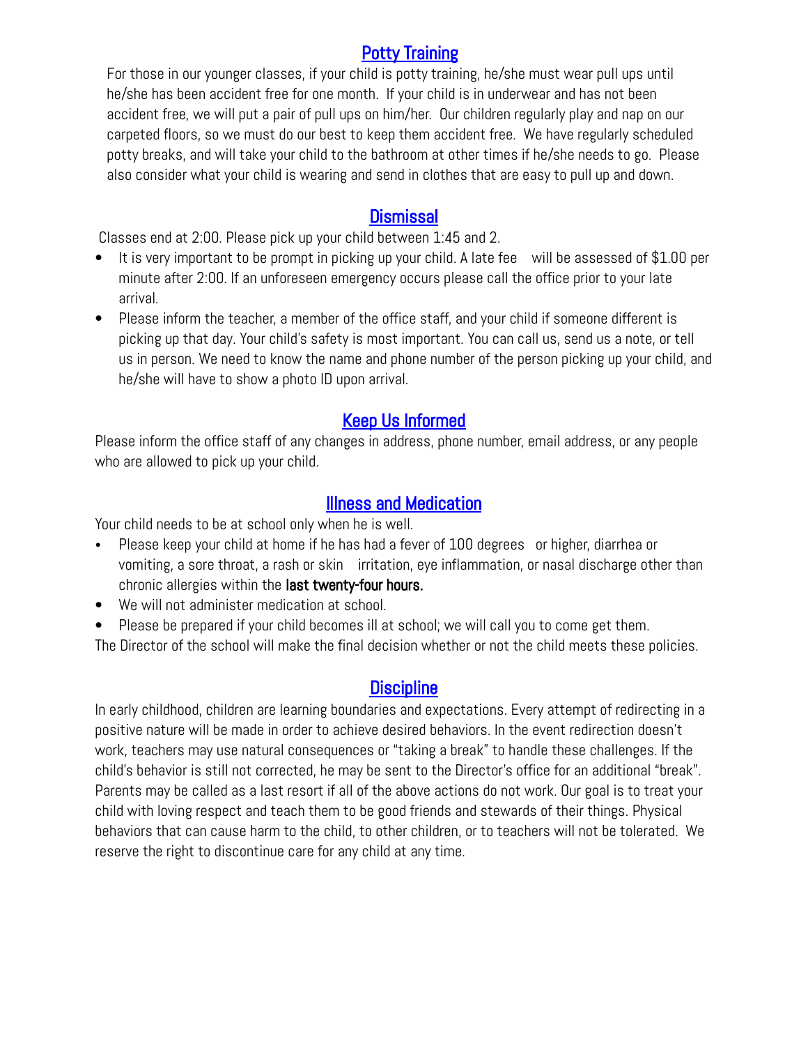## Potty Training

For those in our younger classes, if your child is potty training, he/she must wear pull ups until he/she has been accident free for one month. If your child is in underwear and has not been accident free, we will put a pair of pull ups on him/her. Our children regularly play and nap on our carpeted floors, so we must do our best to keep them accident free. We have regularly scheduled potty breaks, and will take your child to the bathroom at other times if he/she needs to go. Please also consider what your child is wearing and send in clothes that are easy to pull up and down.

## Dismissal

Classes end at 2:00. Please pick up your child between 1:45 and 2.

- It is very important to be prompt in picking up your child. A late fee will be assessed of $1.00 per minute after 2:00. If an unforeseen emergency occurs please call the office prior to your late arrival.
- Please inform the teacher, a member of the office staff, and your child if someone different is picking up that day. Your child's safety is most important. You can call us, send us a note, or tell us in person. We need to know the name and phone number of the person picking up your child, and he/she will have to show a photo ID upon arrival.

## Keep Us Informed

Please inform the office staff of any changes in address, phone number, email address, or any people who are allowed to pick up your child.

## Illness and Medication

Your child needs to be at school only when he is well.

- Please keep your child at home if he has had a fever of 100 degrees or higher, diarrhea or vomiting, a sore throat, a rash or skin irritation, eye inflammation, or nasal discharge other than chronic allergies within the **last twenty-four hours.**
- We will not administer medication at school.
- Please be prepared if your child becomes ill at school; we will call you to come get them.

The Director of the school will make the final decision whether or not the child meets these policies.

## Discipline

In early childhood, children are learning boundaries and expectations. Every attempt of redirecting in a positive nature will be made in order to achieve desired behaviors. In the event redirection doesn't work, teachers may use natural consequences or "taking a break" to handle these challenges. If the child's behavior is still not corrected, he may be sent to the Director's office for an additional "break". Parents may be called as a last resort if all of the above actions do not work. Our goal is to treat your child with loving respect and teach them to be good friends and stewards of their things. Physical behaviors that can cause harm to the child, to other children, or to teachers will not be tolerated. We reserve the right to discontinue care for any child at any time.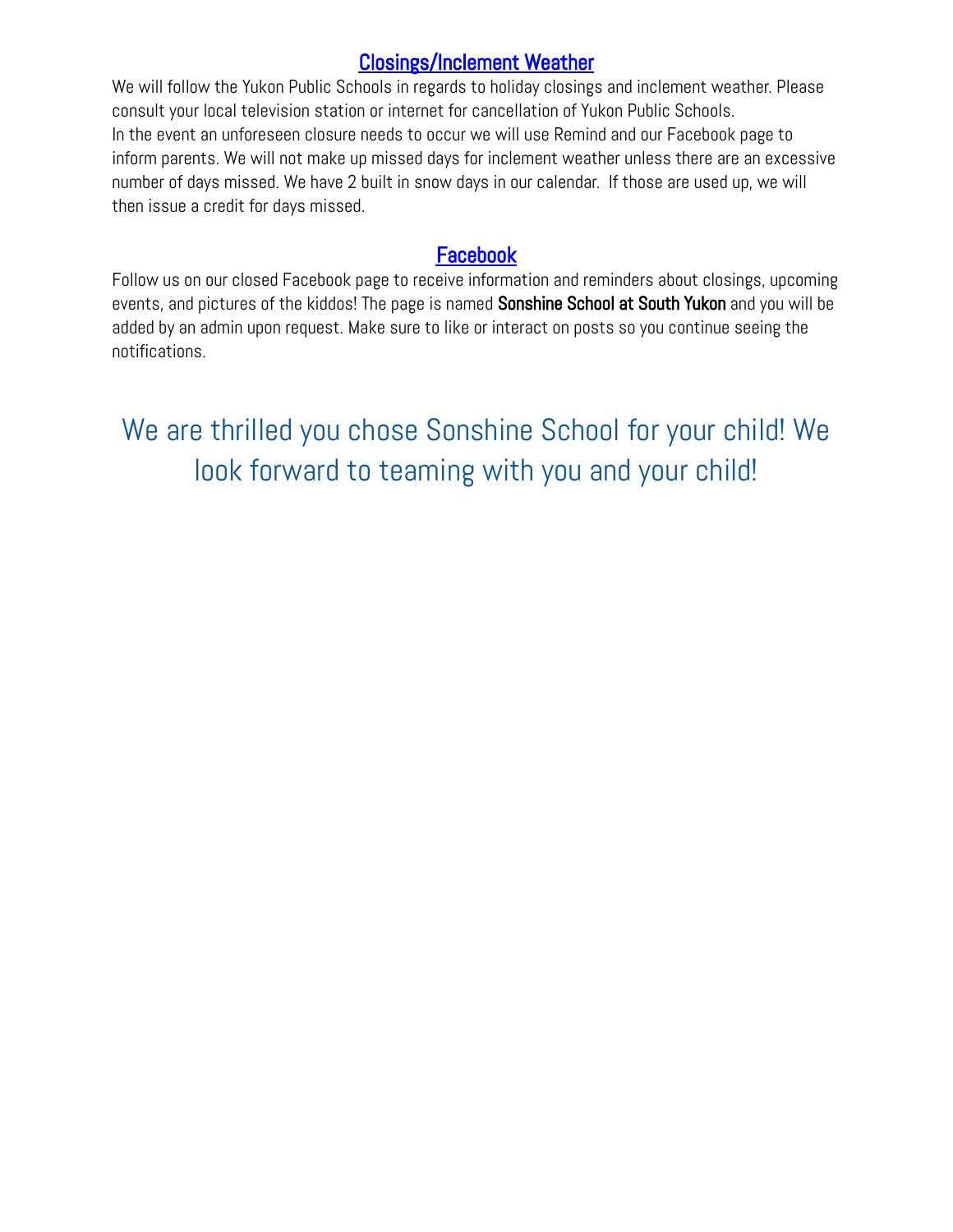## Closings/Inclement Weather

We will follow the Yukon Public Schools in regards to holiday closings and inclement weather. Please consult your local television station or internet for cancellation of Yukon Public Schools.
In the event an unforeseen closure needs to occur we will use Remind and our Facebook page to inform parents. We will not make up missed days for inclement weather unless there are an excessive number of days missed. We have 2 built in snow days in our calendar. If those are used up, we will then issue a credit for days missed.

## Facebook

Follow us on our closed Facebook page to receive information and reminders about closings, upcoming events, and pictures of the kiddos! The page is named **Sonshine School at South Yukon** and you will be added by an admin upon request. Make sure to like or interact on posts so you continue seeing the notifications.

We are thrilled you chose Sonshine School for your child! We look forward to teaming with you and your child!